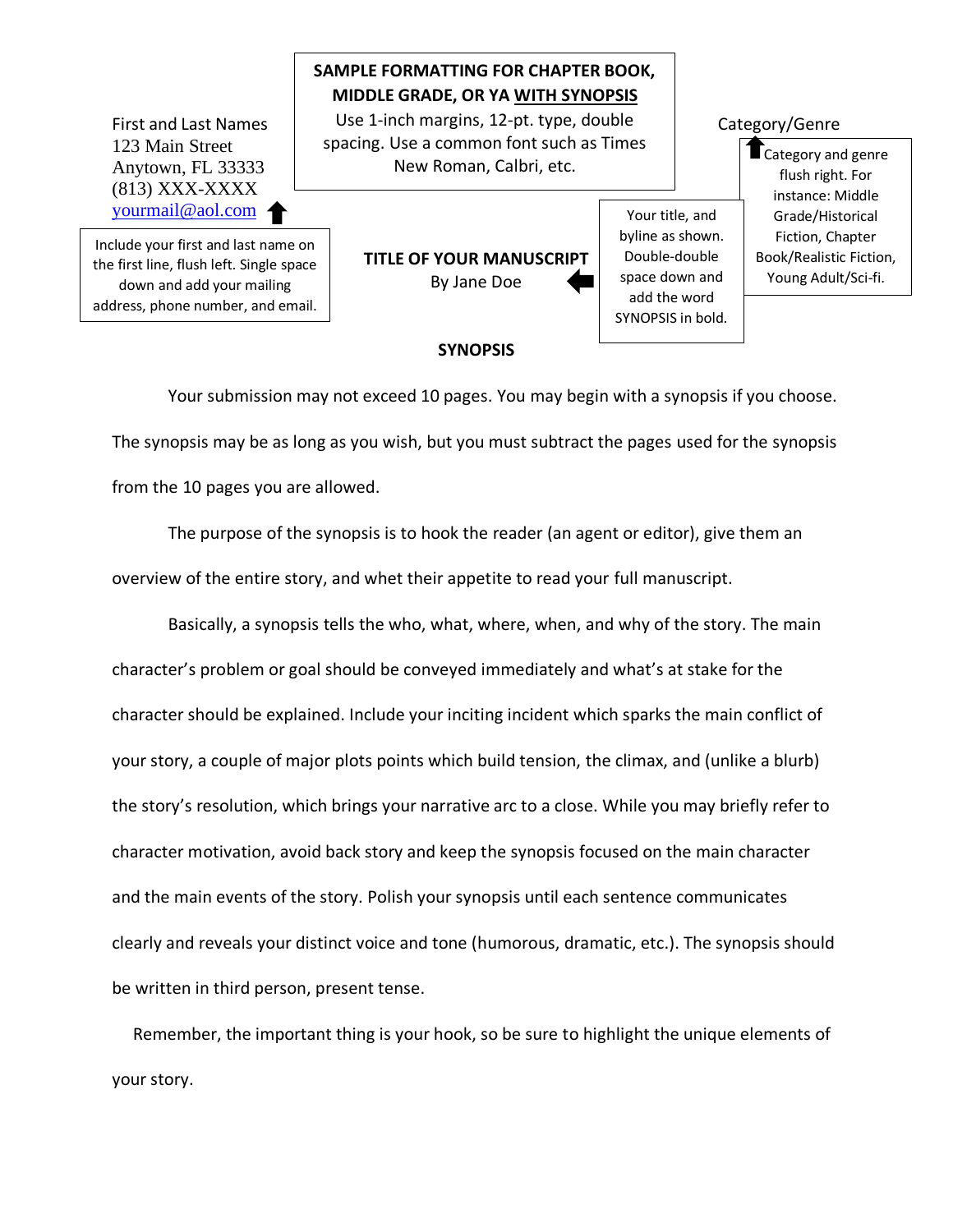**SAMPLE FORMATTING FOR CHAPTER BOOK, MIDDLE GRADE, OR YA WITH SYNOPSIS**

Use 1-inch margins, 12-pt. type, double spacing. Use a common font such as Times New Roman, Calbri, etc.

First and Last Names
123 Main Street
Anytown, FL 33333
(813) XXX-XXXX
yourmail@aol.com

Include your first and last name on the first line, flush left. Single space down and add your mailing address, phone number, and email.

Category/Genre

Category and genre flush right. For instance: Middle Grade/Historical Fiction, Chapter Book/Realistic Fiction, Young Adult/Sci-fi.

**TITLE OF YOUR MANUSCRIPT**
By Jane Doe

Your title, and byline as shown. Double-double space down and add the word SYNOPSIS in bold.

**SYNOPSIS**

Your submission may not exceed 10 pages. You may begin with a synopsis if you choose. The synopsis may be as long as you wish, but you must subtract the pages used for the synopsis from the 10 pages you are allowed.

The purpose of the synopsis is to hook the reader (an agent or editor), give them an overview of the entire story, and whet their appetite to read your full manuscript.

Basically, a synopsis tells the who, what, where, when, and why of the story. The main character's problem or goal should be conveyed immediately and what's at stake for the character should be explained. Include your inciting incident which sparks the main conflict of your story, a couple of major plots points which build tension, the climax, and (unlike a blurb) the story's resolution, which brings your narrative arc to a close. While you may briefly refer to character motivation, avoid back story and keep the synopsis focused on the main character and the main events of the story. Polish your synopsis until each sentence communicates clearly and reveals your distinct voice and tone (humorous, dramatic, etc.). The synopsis should be written in third person, present tense.

Remember, the important thing is your hook, so be sure to highlight the unique elements of your story.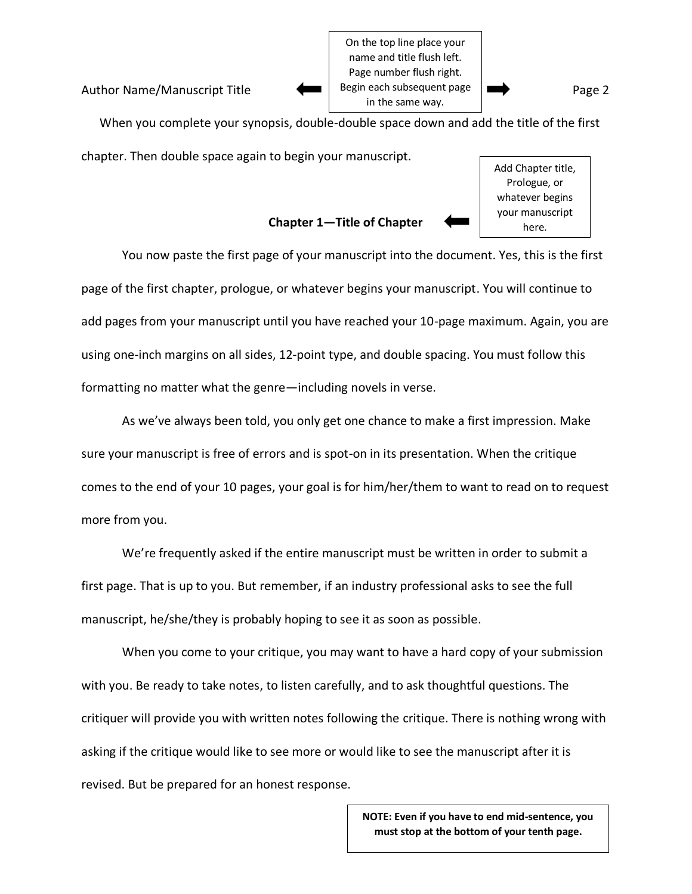Author Name/Manuscript Title ⬅ On the top line place your name and title flush left. Page number flush right. Begin each subsequent page in the same way. ➡ Page 2

When you complete your synopsis, double-double space down and add the title of the first chapter. Then double space again to begin your manuscript.

> Add Chapter title, Prologue, or whatever begins your manuscript here.

**Chapter 1—Title of Chapter**

You now paste the first page of your manuscript into the document. Yes, this is the first page of the first chapter, prologue, or whatever begins your manuscript. You will continue to add pages from your manuscript until you have reached your 10-page maximum. Again, you are using one-inch margins on all sides, 12-point type, and double spacing. You must follow this formatting no matter what the genre—including novels in verse.

As we've always been told, you only get one chance to make a first impression. Make sure your manuscript is free of errors and is spot-on in its presentation. When the critique comes to the end of your 10 pages, your goal is for him/her/them to want to read on to request more from you.

We're frequently asked if the entire manuscript must be written in order to submit a first page. That is up to you. But remember, if an industry professional asks to see the full manuscript, he/she/they is probably hoping to see it as soon as possible.

When you come to your critique, you may want to have a hard copy of your submission with you. Be ready to take notes, to listen carefully, and to ask thoughtful questions. The critiquer will provide you with written notes following the critique. There is nothing wrong with asking if the critique would like to see more or would like to see the manuscript after it is revised. But be prepared for an honest response.

**NOTE: Even if you have to end mid-sentence, you must stop at the bottom of your tenth page.**